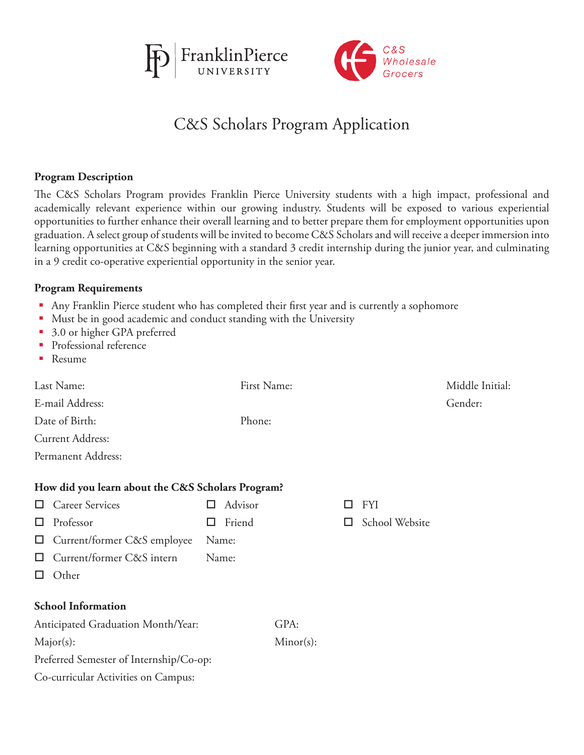Franklin Pierce UNIVERSITY

C&S Wholesale Grocers

# C&S Scholars Program Application

**Program Description**

The C&S Scholars Program provides Franklin Pierce University students with a high impact, professional and academically relevant experience within our growing industry. Students will be exposed to various experiential opportunities to further enhance their overall learning and to better prepare them for employment opportunities upon graduation. A select group of students will be invited to become C&S Scholars and will receive a deeper immersion into learning opportunities at C&S beginning with a standard 3 credit internship during the junior year, and culminating in a 9 credit co-operative experiential opportunity in the senior year.

**Program Requirements**

- Any Franklin Pierce student who has completed their first year and is currently a sophomore
- Must be in good academic and conduct standing with the University
- 3.0 or higher GPA preferred
- Professional reference
- Resume

Last Name: First Name: Middle Initial:

E-mail Address: Gender:

Date of Birth: Phone:

Current Address:

Permanent Address:

**How did you learn about the C&S Scholars Program?**

- ☐ Career Services
- ☐ Advisor
- ☐ FYI
- ☐ Professor
- ☐ Friend
- ☐ School Website
- ☐ Current/former C&S employee Name:
- ☐ Current/former C&S intern Name:
- ☐ Other

**School Information**

Anticipated Graduation Month/Year: GPA:

Major(s): Minor(s):

Preferred Semester of Internship/Co-op:

Co-curricular Activities on Campus: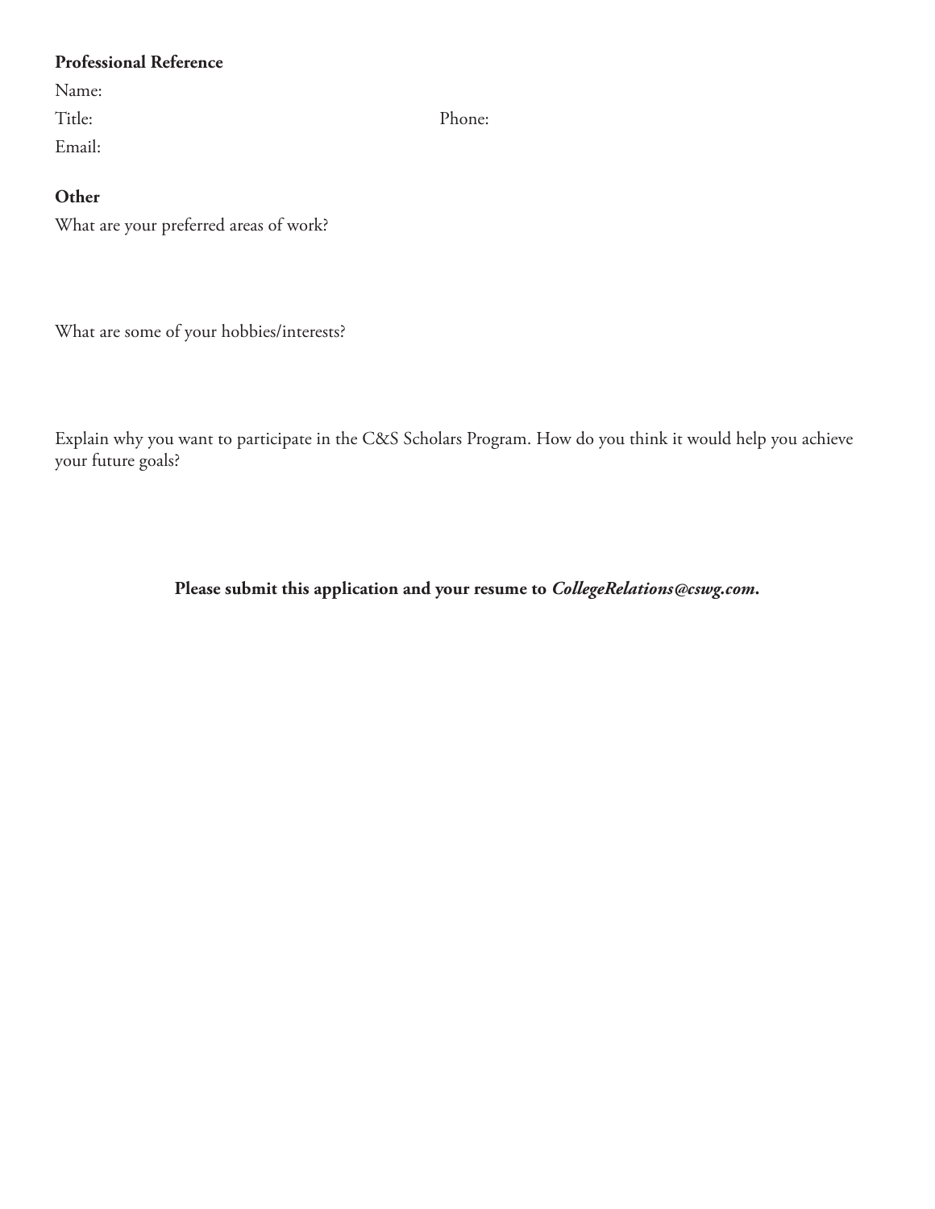**Professional Reference**

Name:

Title: Phone:

Email:

**Other**

What are your preferred areas of work?

What are some of your hobbies/interests?

Explain why you want to participate in the C&S Scholars Program. How do you think it would help you achieve your future goals?

**Please submit this application and your resume to *CollegeRelations@cswg.com*.**